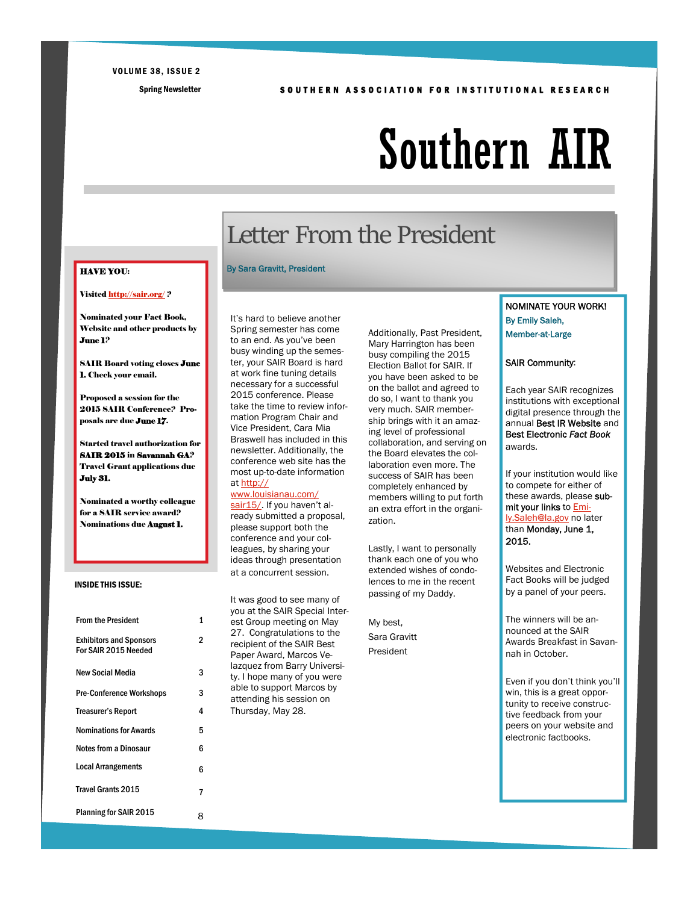VOLUME 38, ISSUE 2

Spring Newsletter

SOUTHERN ASSOCIATION FOR INSTITUTIONAL RESEARCH

# Southern AIR

**HAVE YOU:**

**Visited http://sair.org/ ?**

**Nominated your Fact Book, Website and other products by June 1?**

**SAIR Board voting closes June 1. Check your email.**

**Proposed a session for the 2015 SAIR Conference? Proposals are due June 17.**

**Started travel authorization for SAIR 2015 in Savannah GA? Travel Grant applications due July 31.**

**Nominated a worthy colleague for a SAIR service award? Nominations due August 1.**

**INSIDE THIS ISSUE:**

| | |
|---|---|
| From the President | 1 |
| Exhibitors and Sponsors For SAIR 2015 Needed | 2 |
| New Social Media | 3 |
| Pre-Conference Workshops | 3 |
| Treasurer's Report | 4 |
| Nominations for Awards | 5 |
| Notes from a Dinosaur | 6 |
| Local Arrangements | 6 |
| Travel Grants 2015 | 7 |
| Planning for SAIR 2015 | 8 |

## Letter From the President

By Sara Gravitt, President

It's hard to believe another Spring semester has come to an end. As you've been busy winding up the semester, your SAIR Board is hard at work fine tuning details necessary for a successful 2015 conference. Please take the time to review information Program Chair and Vice President, Cara Mia Braswell has included in this newsletter. Additionally, the conference web site has the most up-to-date information at http://www.louisianau.com/sair15/. If you haven't already submitted a proposal, please support both the conference and your colleagues, by sharing your ideas through presentation at a concurrent session.

It was good to see many of you at the SAIR Special Interest Group meeting on May 27. Congratulations to the recipient of the SAIR Best Paper Award, Marcos Velazquez from Barry University. I hope many of you were able to support Marcos by attending his session on Thursday, May 28.

Additionally, Past President, Mary Harrington has been busy compiling the 2015 Election Ballot for SAIR. If you have been asked to be on the ballot and agreed to do so, I want to thank you very much. SAIR membership brings with it an amazing level of professional collaboration, and serving on the Board elevates the collaboration even more. The success of SAIR has been completely enhanced by members willing to put forth an extra effort in the organization.

Lastly, I want to personally thank each one of you who extended wishes of condolences to me in the recent passing of my Daddy.

My best,

Sara Gravitt

President

**NOMINATE YOUR WORK!**

By Emily Saleh, Member-at-Large

SAIR Community:

Each year SAIR recognizes institutions with exceptional digital presence through the annual **Best IR Website** and **Best Electronic *Fact Book*** awards.

If your institution would like to compete for either of these awards, please **submit your links** to Emily.Saleh@la.gov no later than **Monday, June 1, 2015.**

Websites and Electronic Fact Books will be judged by a panel of your peers.

The winners will be announced at the SAIR Awards Breakfast in Savannah in October.

Even if you don't think you'll win, this is a great opportunity to receive constructive feedback from your peers on your website and electronic factbooks.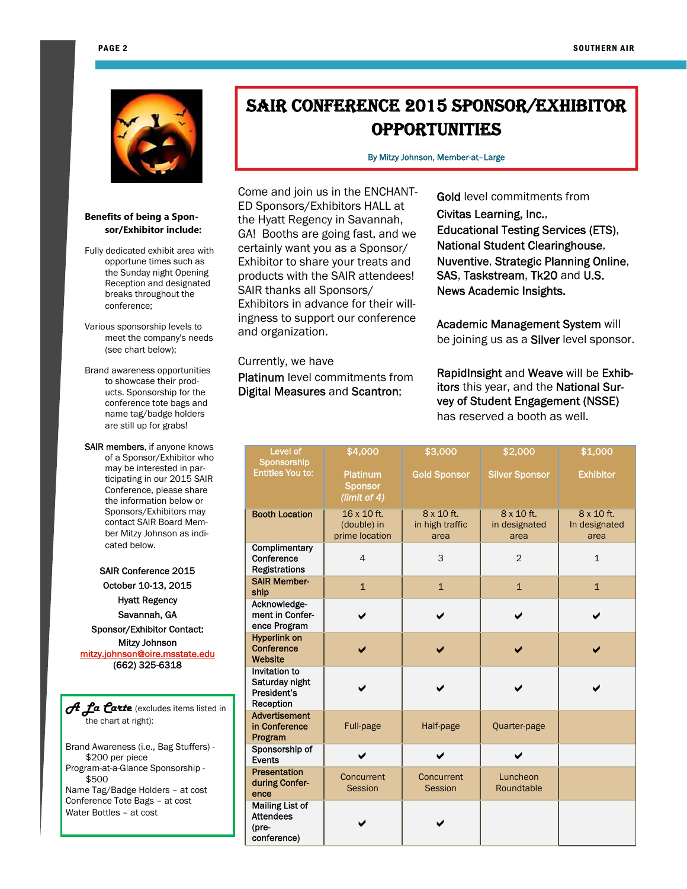# SAIR CONFERENCE 2015 SPONSOR/EXHIBITOR OPPORTUNITIES

By Mitzy Johnson, Member-at-Large

Come and join us in the ENCHANTED Sponsors/Exhibitors HALL at the Hyatt Regency in Savannah, GA! Booths are going fast, and we certainly want you as a Sponsor/Exhibitor to share your treats and products with the SAIR attendees! SAIR thanks all Sponsors/Exhibitors in advance for their willingness to support our conference and organization.

Currently, we have **Platinum** level commitments from **Digital Measures** and **Scantron**;

**Gold** level commitments from **Civitas Learning, Inc.**, **Educational Testing Services (ETS)**, **National Student Clearinghouse**, **Nuventive**, **Strategic Planning Online**, **SAS**, **Taskstream**, **Tk20** and **U.S. News Academic Insights.**

**Academic Management System** will be joining us as a **Silver** level sponsor.

**RapidInsight** and **Weave** will be **Exhibitors** this year, and the **National Survey of Student Engagement (NSSE)** has reserved a booth as well.

| Level of Sponsorship Entitles You to: | $4,000 Platinum Sponsor *(limit of 4)* | $3,000 Gold Sponsor | $2,000 Silver Sponsor | $1,000 Exhibitor |
|---|---|---|---|---|
| **Booth Location** | 16 x 10 ft. (double) in prime location | 8 x 10 ft. in high traffic area | 8 x 10 ft. in designated area | 8 x 10 ft. In designated area |
| **Complimentary Conference Registrations** | 4 | 3 | 2 | 1 |
| **SAIR Membership** | 1 | 1 | 1 | 1 |
| **Acknowledgement in Conference Program** | ✔ | ✔ | ✔ | ✔ |
| **Hyperlink on Conference Website** | ✔ | ✔ | ✔ | ✔ |
| **Invitation to Saturday night President's Reception** | ✔ | ✔ | ✔ | ✔ |
| **Advertisement in Conference Program** | Full-page | Half-page | Quarter-page | |
| **Sponsorship of Events** | ✔ | ✔ | ✔ | |
| **Presentation during Conference** | Concurrent Session | Concurrent Session | Luncheon Roundtable | |
| **Mailing List of Attendees (pre-conference)** | ✔ | ✔ | | |

**Benefits of being a Sponsor/Exhibitor include:**

Fully dedicated exhibit area with opportune times such as the Sunday night Opening Reception and designated breaks throughout the conference;

Various sponsorship levels to meet the company's needs (see chart below);

Brand awareness opportunities to showcase their products. Sponsorship for the conference tote bags and name tag/badge holders are still up for grabs!

**SAIR members**, if anyone knows of a Sponsor/Exhibitor who may be interested in participating in our 2015 SAIR Conference, please share the information below or Sponsors/Exhibitors may contact SAIR Board Member Mitzy Johnson as indicated below.

SAIR Conference 2015
October 10-13, 2015
Hyatt Regency
Savannah, GA
Sponsor/Exhibitor Contact:
Mitzy Johnson
mitzy.johnson@oire.msstate.edu
(662) 325-6318

**A La Carte** (excludes items listed in the chart at right):

Brand Awareness (i.e., Bag Stuffers) - $200 per piece
Program-at-a-Glance Sponsorship - $500
Name Tag/Badge Holders – at cost
Conference Tote Bags – at cost
Water Bottles – at cost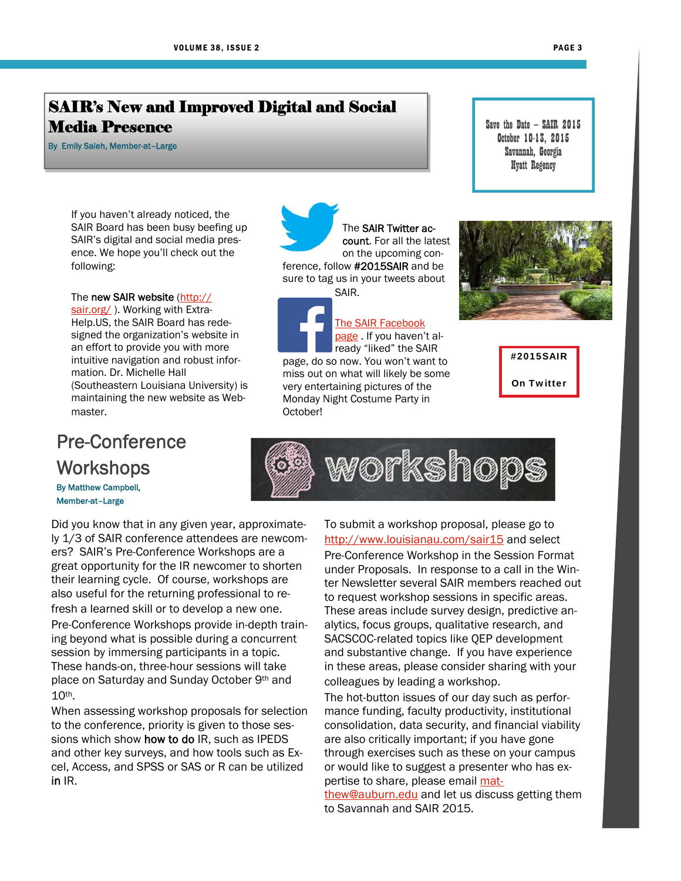## SAIR's New and Improved Digital and Social Media Presence

By Emily Saleh, Member-at-Large

Save the Date – SAIR 2015
October 10-13, 2015
Savannah, Georgia
Hyatt Regency

If you haven't already noticed, the SAIR Board has been busy beefing up SAIR's digital and social media presence. We hope you'll check out the following:

The **new SAIR website** (http://sair.org/ ). Working with Extra-Help.US, the SAIR Board has redesigned the organization's website in an effort to provide you with more intuitive navigation and robust information. Dr. Michelle Hall (Southeastern Louisiana University) is maintaining the new website as Webmaster.

The **SAIR Twitter account**. For all the latest on the upcoming conference, follow **#2015SAIR** and be sure to tag us in your tweets about SAIR.

The SAIR Facebook page . If you haven't already "liked" the SAIR page, do so now. You won't want to miss out on what will likely be some very entertaining pictures of the Monday Night Costume Party in October!

**#2015SAIR**

**On Twitter**

## Pre-Conference Workshops

By Matthew Campbell, Member-at-Large

Did you know that in any given year, approximately 1/3 of SAIR conference attendees are newcomers? SAIR's Pre-Conference Workshops are a great opportunity for the IR newcomer to shorten their learning cycle. Of course, workshops are also useful for the returning professional to refresh a learned skill or to develop a new one.

Pre-Conference Workshops provide in-depth training beyond what is possible during a concurrent session by immersing participants in a topic. These hands-on, three-hour sessions will take place on Saturday and Sunday October 9th and 10th.

When assessing workshop proposals for selection to the conference, priority is given to those sessions which show **how to do** IR, such as IPEDS and other key surveys, and how tools such as Excel, Access, and SPSS or SAS or R can be utilized **in** IR.

To submit a workshop proposal, please go to http://www.louisianau.com/sair15 and select Pre-Conference Workshop in the Session Format under Proposals. In response to a call in the Winter Newsletter several SAIR members reached out to request workshop sessions in specific areas. These areas include survey design, predictive analytics, focus groups, qualitative research, and SACSCOC-related topics like QEP development and substantive change. If you have experience in these areas, please consider sharing with your colleagues by leading a workshop.

The hot-button issues of our day such as performance funding, faculty productivity, institutional consolidation, data security, and financial viability are also critically important; if you have gone through exercises such as these on your campus or would like to suggest a presenter who has expertise to share, please email matthew@auburn.edu and let us discuss getting them to Savannah and SAIR 2015.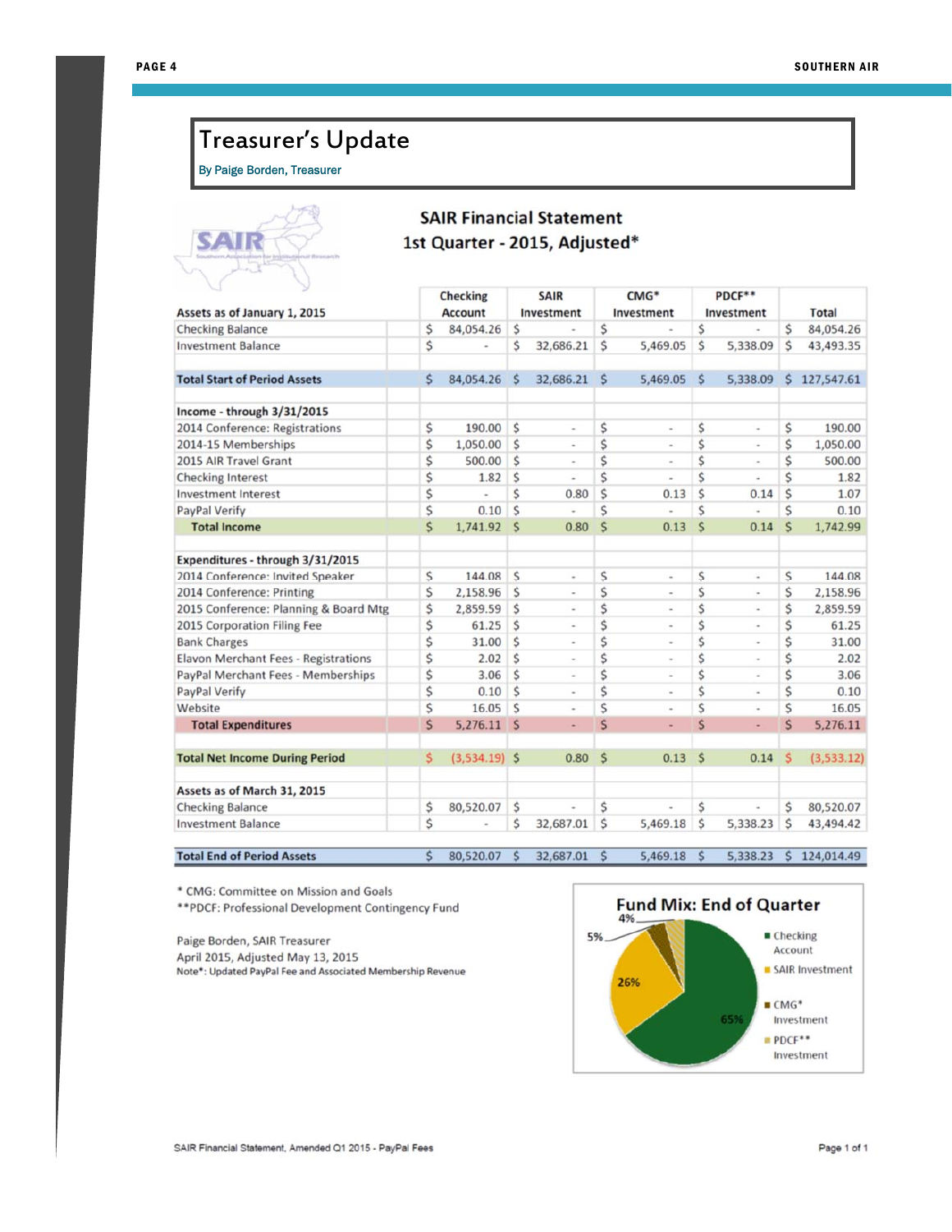# Treasurer's Update

By Paige Borden, Treasurer

## SAIR Financial Statement

### 1st Quarter - 2015, Adjusted*

| Assets as of January 1, 2015 | Checking Account | SAIR Investment | CMG* Investment | PDCF** Investment | Total |
|---|---|---|---|---|---|
| Checking Balance | $ 84,054.26 | $ - | $ - | $ - | $ 84,054.26 |
| Investment Balance | $ - | $ 32,686.21 | $ 5,469.05 | $ 5,338.09 | $ 43,493.35 |
| **Total Start of Period Assets** | $ 84,054.26 | $ 32,686.21 | $ 5,469.05 | $ 5,338.09 | $ 127,547.61 |
| **Income - through 3/31/2015** | | | | | |
| 2014 Conference: Registrations | $ 190.00 | $ - | $ - | $ - | $ 190.00 |
| 2014-15 Memberships | $ 1,050.00 | $ - | $ - | $ - | $ 1,050.00 |
| 2015 AIR Travel Grant | $ 500.00 | $ - | $ - | $ - | $ 500.00 |
| Checking Interest | $ 1.82 | $ - | $ - | $ - | $ 1.82 |
| Investment Interest | $ - | $ 0.80 | $ 0.13 | $ 0.14 | $ 1.07 |
| PayPal Verify | $ 0.10 | $ - | $ - | $ - | $ 0.10 |
| **Total Income** | $ 1,741.92 | $ 0.80 | $ 0.13 | $ 0.14 | $ 1,742.99 |
| **Expenditures - through 3/31/2015** | | | | | |
| 2014 Conference: Invited Speaker | $ 144.08 | $ - | $ - | $ - | $ 144.08 |
| 2014 Conference: Printing | $ 2,158.96 | $ - | $ - | $ - | $ 2,158.96 |
| 2015 Conference: Planning & Board Mtg | $ 2,859.59 | $ - | $ - | $ - | $ 2,859.59 |
| 2015 Corporation Filing Fee | $ 61.25 | $ - | $ - | $ - | $ 61.25 |
| Bank Charges | $ 31.00 | $ - | $ - | $ - | $ 31.00 |
| Elavon Merchant Fees - Registrations | $ 2.02 | $ - | $ - | $ - | $ 2.02 |
| PayPal Merchant Fees - Memberships | $ 3.06 | $ - | $ - | $ - | $ 3.06 |
| PayPal Verify | $ 0.10 | $ - | $ - | $ - | $ 0.10 |
| Website | $ 16.05 | $ - | $ - | $ - | $ 16.05 |
| **Total Expenditures** | $ 5,276.11 | $ - | $ - | $ - | $ 5,276.11 |
| **Total Net Income During Period** | $ (3,534.19) | $ 0.80 | $ 0.13 | $ 0.14 | $ (3,533.12) |
| **Assets as of March 31, 2015** | | | | | |
| Checking Balance | $ 80,520.07 | $ - | $ - | $ - | $ 80,520.07 |
| Investment Balance | $ - | $ 32,687.01 | $ 5,469.18 | $ 5,338.23 | $ 43,494.42 |
| **Total End of Period Assets** | $ 80,520.07 | $ 32,687.01 | $ 5,469.18 | $ 5,338.23 | $ 124,014.49 |

\* CMG: Committee on Mission and Goals
\*\*PDCF: Professional Development Contingency Fund

Paige Borden, SAIR Treasurer
April 2015, Adjusted May 13, 2015
Note*: Updated PayPal Fee and Associated Membership Revenue

**Fund Mix: End of Quarter**

- Checking Account: 65%
- SAIR Investment: 26%
- CMG* Investment: 5%
- PDCF** Investment: 4%

SAIR Financial Statement, Amended Q1 2015 - PayPal Fees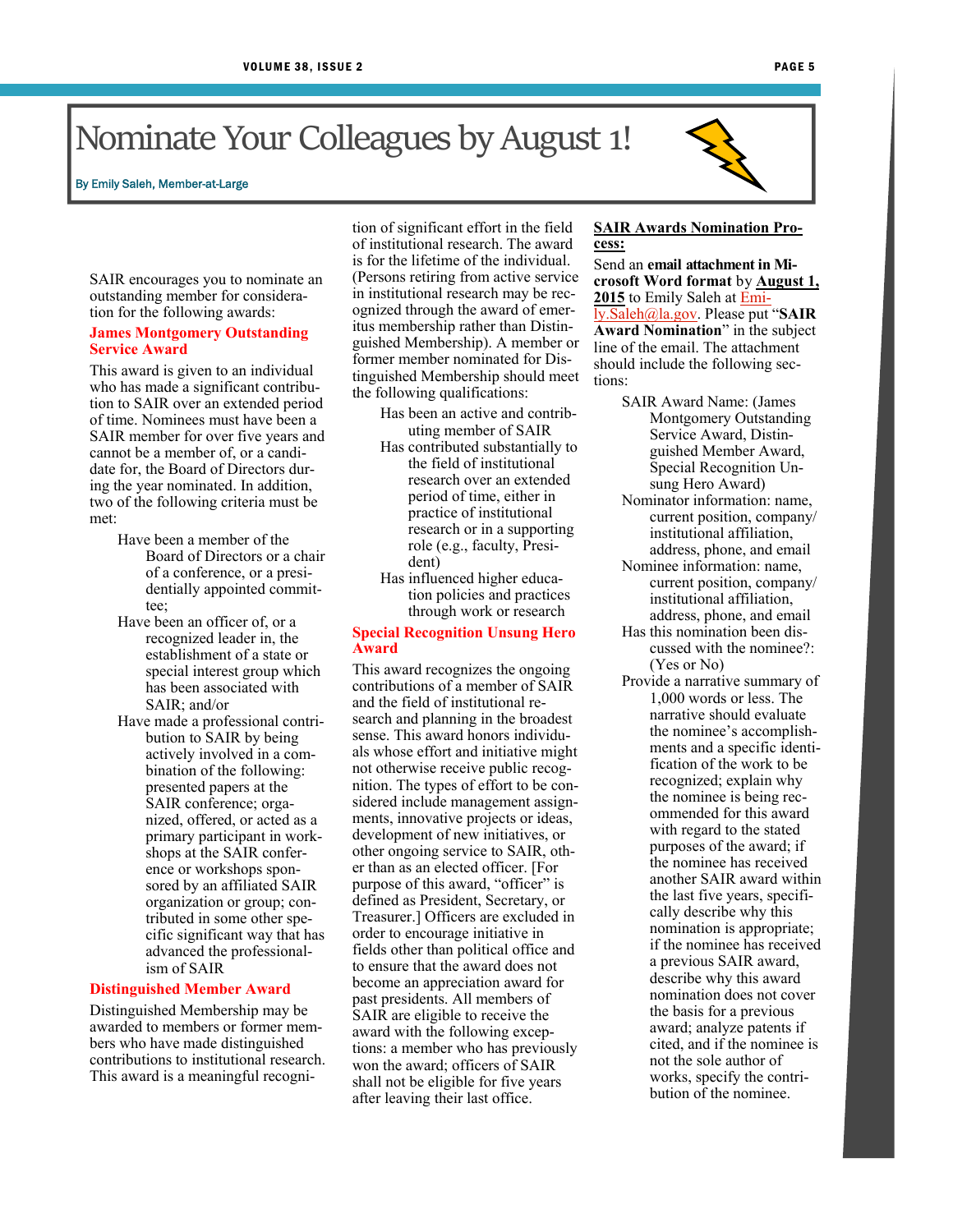# Nominate Your Colleagues by August 1!

By Emily Saleh, Member-at-Large

SAIR encourages you to nominate an outstanding member for consideration for the following awards:

### James Montgomery Outstanding Service Award

This award is given to an individual who has made a significant contribution to SAIR over an extended period of time. Nominees must have been a SAIR member for over five years and cannot be a member of, or a candidate for, the Board of Directors during the year nominated. In addition, two of the following criteria must be met:

- Have been a member of the Board of Directors or a chair of a conference, or a presidentially appointed committee;
- Have been an officer of, or a recognized leader in, the establishment of a state or special interest group which has been associated with SAIR; and/or
- Have made a professional contribution to SAIR by being actively involved in a combination of the following: presented papers at the SAIR conference; organized, offered, or acted as a primary participant in workshops at the SAIR conference or workshops sponsored by an affiliated SAIR organization or group; contributed in some other specific significant way that has advanced the professionalism of SAIR

### Distinguished Member Award

Distinguished Membership may be awarded to members or former members who have made distinguished contributions to institutional research. This award is a meaningful recognition of significant effort in the field of institutional research. The award is for the lifetime of the individual. (Persons retiring from active service in institutional research may be recognized through the award of emeritus membership rather than Distinguished Membership). A member or former member nominated for Distinguished Membership should meet the following qualifications:

- Has been an active and contributing member of SAIR
- Has contributed substantially to the field of institutional research over an extended period of time, either in practice of institutional research or in a supporting role (e.g., faculty, President)
- Has influenced higher education policies and practices through work or research

### Special Recognition Unsung Hero Award

This award recognizes the ongoing contributions of a member of SAIR and the field of institutional research and planning in the broadest sense. This award honors individuals whose effort and initiative might not otherwise receive public recognition. The types of effort to be considered include management assignments, innovative projects or ideas, development of new initiatives, or other ongoing service to SAIR, other than as an elected officer. [For purpose of this award, "officer" is defined as President, Secretary, or Treasurer.] Officers are excluded in order to encourage initiative in fields other than political office and to ensure that the award does not become an appreciation award for past presidents. All members of SAIR are eligible to receive the award with the following exceptions: a member who has previously won the award; officers of SAIR shall not be eligible for five years after leaving their last office.

### SAIR Awards Nomination Process:

Send an **email attachment in Microsoft Word format** by **August 1, 2015** to Emily Saleh at Emily.Saleh@la.gov. Please put "**SAIR Award Nomination**" in the subject line of the email. The attachment should include the following sections:

- SAIR Award Name: (James Montgomery Outstanding Service Award, Distinguished Member Award, Special Recognition Unsung Hero Award)
- Nominator information: name, current position, company/institutional affiliation, address, phone, and email
- Nominee information: name, current position, company/institutional affiliation, address, phone, and email
- Has this nomination been discussed with the nominee?: (Yes or No)
- Provide a narrative summary of 1,000 words or less. The narrative should evaluate the nominee's accomplishments and a specific identification of the work to be recognized; explain why the nominee is being recommended for this award with regard to the stated purposes of the award; if the nominee has received another SAIR award within the last five years, specifically describe why this nomination is appropriate; if the nominee has received a previous SAIR award, describe why this award nomination does not cover the basis for a previous award; analyze patents if cited, and if the nominee is not the sole author of works, specify the contribution of the nominee.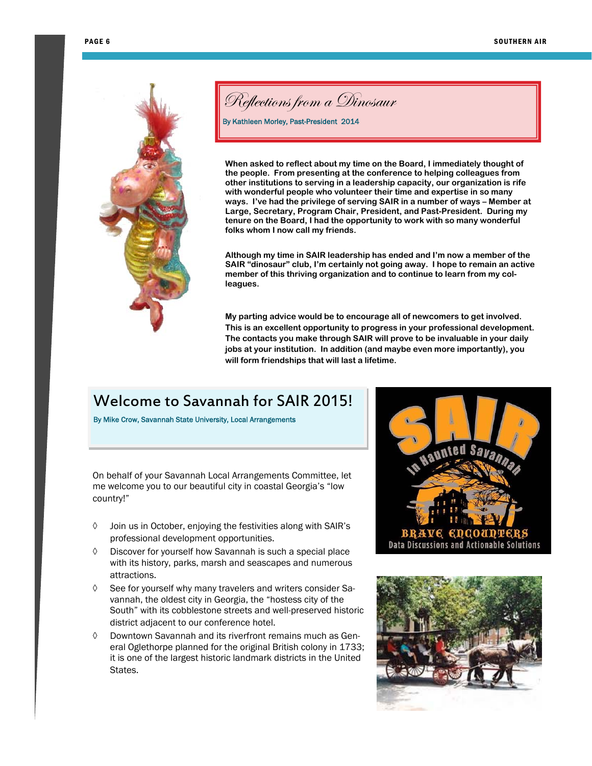## Reflections from a Dinosaur

By Kathleen Morley, Past-President 2014

**When asked to reflect about my time on the Board, I immediately thought of the people. From presenting at the conference to helping colleagues from other institutions to serving in a leadership capacity, our organization is rife with wonderful people who volunteer their time and expertise in so many ways. I've had the privilege of serving SAIR in a number of ways – Member at Large, Secretary, Program Chair, President, and Past-President. During my tenure on the Board, I had the opportunity to work with so many wonderful folks whom I now call my friends.**

**Although my time in SAIR leadership has ended and I'm now a member of the SAIR "dinosaur" club, I'm certainly not going away. I hope to remain an active member of this thriving organization and to continue to learn from my colleagues.**

**My parting advice would be to encourage all of newcomers to get involved. This is an excellent opportunity to progress in your professional development. The contacts you make through SAIR will prove to be invaluable in your daily jobs at your institution. In addition (and maybe even more importantly), you will form friendships that will last a lifetime.**

## Welcome to Savannah for SAIR 2015!

By Mike Crow, Savannah State University, Local Arrangements

On behalf of your Savannah Local Arrangements Committee, let me welcome you to our beautiful city in coastal Georgia's "low country!"

- Join us in October, enjoying the festivities along with SAIR's professional development opportunities.
- Discover for yourself how Savannah is such a special place with its history, parks, marsh and seascapes and numerous attractions.
- See for yourself why many travelers and writers consider Savannah, the oldest city in Georgia, the "hostess city of the South" with its cobblestone streets and well-preserved historic district adjacent to our conference hotel.
- Downtown Savannah and its riverfront remains much as General Oglethorpe planned for the original British colony in 1733; it is one of the largest historic landmark districts in the United States.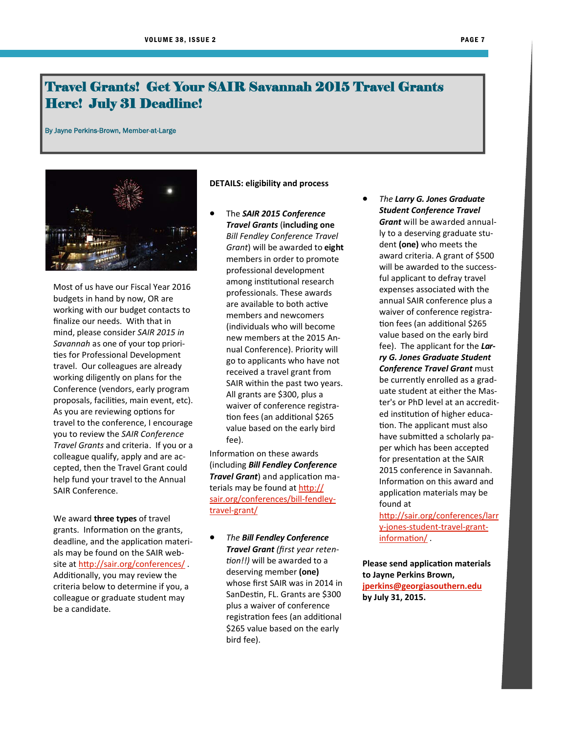# Travel Grants! Get Your SAIR Savannah 2015 Travel Grants Here! July 31 Deadline!

By Jayne Perkins-Brown, Member-at-Large

Most of us have our Fiscal Year 2016 budgets in hand by now, OR are working with our budget contacts to finalize our needs. With that in mind, please consider *SAIR 2015 in Savannah* as one of your top priorities for Professional Development travel. Our colleagues are already working diligently on plans for the Conference (vendors, early program proposals, facilities, main event, etc). As you are reviewing options for travel to the conference, I encourage you to review the *SAIR Conference Travel Grants* and criteria. If you or a colleague qualify, apply and are accepted, then the Travel Grant could help fund your travel to the Annual SAIR Conference.

We award **three types** of travel grants. Information on the grants, deadline, and the application materials may be found on the SAIR website at http://sair.org/conferences/ . Additionally, you may review the criteria below to determine if you, a colleague or graduate student may be a candidate.

**DETAILS: eligibility and process**

- The ***SAIR 2015 Conference Travel Grants*** **(including one** *Bill Fendley Conference Travel Grant*) will be awarded to **eight** members in order to promote professional development among institutional research professionals. These awards are available to both active members and newcomers (individuals who will become new members at the 2015 Annual Conference). Priority will go to applicants who have not received a travel grant from SAIR within the past two years. All grants are $300, plus a waiver of conference registration fees (an additional $265 value based on the early bird fee).

Information on these awards (including ***Bill Fendley Conference Travel Grant***) and application materials may be found at http://sair.org/conferences/bill-fendley-travel-grant/

- *The* ***Bill Fendley Conference Travel Grant*** *(first year retention!!)* will be awarded to a deserving member **(one)** whose first SAIR was in 2014 in SanDestin, FL. Grants are $300 plus a waiver of conference registration fees (an additional $265 value based on the early bird fee).

- *The* ***Larry G. Jones Graduate Student Conference Travel Grant*** will be awarded annually to a deserving graduate student **(one)** who meets the award criteria. A grant of $500 will be awarded to the successful applicant to defray travel expenses associated with the annual SAIR conference plus a waiver of conference registration fees (an additional $265 value based on the early bird fee). The applicant for the ***Larry G. Jones Graduate Student Conference Travel Grant*** must be currently enrolled as a graduate student at either the Master's or PhD level at an accredited institution of higher education. The applicant must also have submitted a scholarly paper which has been accepted for presentation at the SAIR 2015 conference in Savannah. Information on this award and application materials may be found at http://sair.org/conferences/larry-jones-student-travel-grant-information/ .

**Please send application materials to Jayne Perkins Brown, jperkins@georgiasouthern.edu by July 31, 2015.**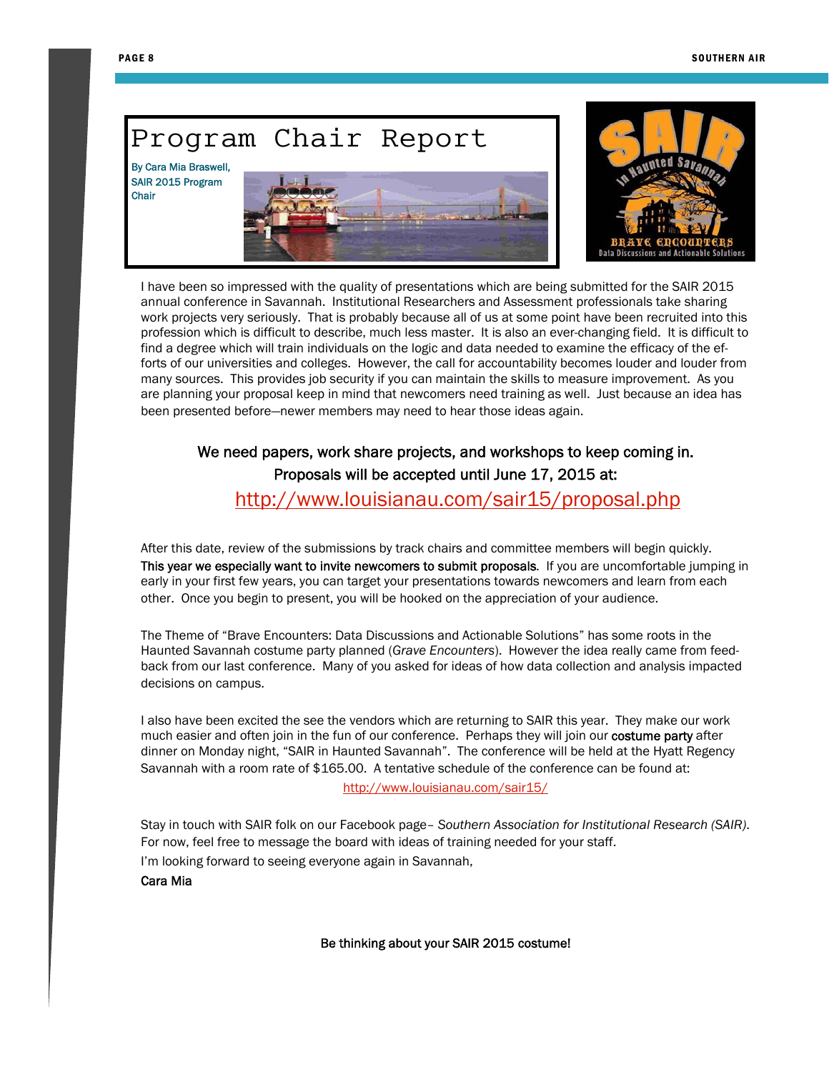# Program Chair Report

By Cara Mia Braswell, SAIR 2015 Program Chair

I have been so impressed with the quality of presentations which are being submitted for the SAIR 2015 annual conference in Savannah. Institutional Researchers and Assessment professionals take sharing work projects very seriously. That is probably because all of us at some point have been recruited into this profession which is difficult to describe, much less master. It is also an ever-changing field. It is difficult to find a degree which will train individuals on the logic and data needed to examine the efficacy of the efforts of our universities and colleges. However, the call for accountability becomes louder and louder from many sources. This provides job security if you can maintain the skills to measure improvement. As you are planning your proposal keep in mind that newcomers need training as well. Just because an idea has been presented before—newer members may need to hear those ideas again.

We need papers, work share projects, and workshops to keep coming in.
Proposals will be accepted until June 17, 2015 at:
http://www.louisianau.com/sair15/proposal.php

After this date, review of the submissions by track chairs and committee members will begin quickly. This year we especially want to invite newcomers to submit proposals. If you are uncomfortable jumping in early in your first few years, you can target your presentations towards newcomers and learn from each other. Once you begin to present, you will be hooked on the appreciation of your audience.

The Theme of "Brave Encounters: Data Discussions and Actionable Solutions" has some roots in the Haunted Savannah costume party planned (*Grave Encounters*). However the idea really came from feedback from our last conference. Many of you asked for ideas of how data collection and analysis impacted decisions on campus.

I also have been excited the see the vendors which are returning to SAIR this year. They make our work much easier and often join in the fun of our conference. Perhaps they will join our costume party after dinner on Monday night, "SAIR in Haunted Savannah". The conference will be held at the Hyatt Regency Savannah with a room rate of $165.00. A tentative schedule of the conference can be found at:

http://www.louisianau.com/sair15/

Stay in touch with SAIR folk on our Facebook page– *Southern Association for Institutional Research (SAIR)*. For now, feel free to message the board with ideas of training needed for your staff.

I'm looking forward to seeing everyone again in Savannah,

Cara Mia

Be thinking about your SAIR 2015 costume!